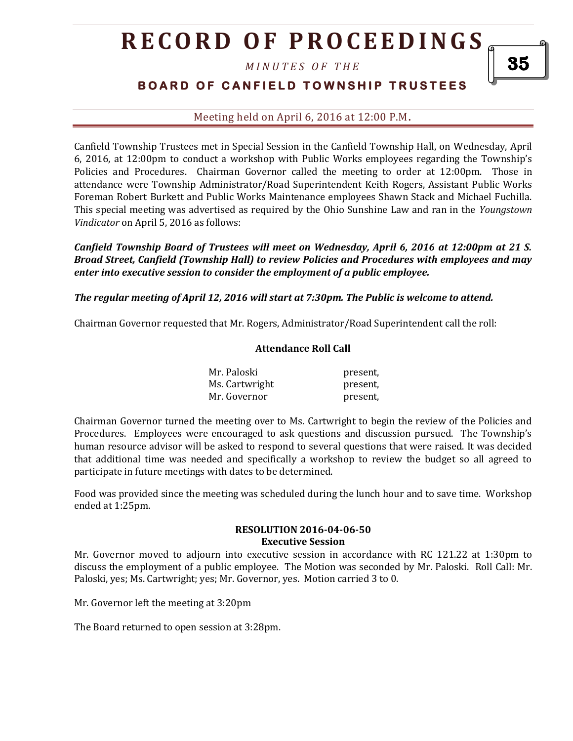# RECORD OF PROCEEDINGS

*MINUTES OF THE*

## BOARD OF CANFIELD TOWNSHIP TRUSTEES

Meeting held on April 6, 2016 at 12:00 P.M.

Canfield Township Trustees met in Special Session in the Canfield Township Hall, on Wednesday, April 6, 2016, at 12:00pm to conduct a workshop with Public Works employees regarding the Township's Policies and Procedures. Chairman Governor called the meeting to order at 12:00pm. Those in attendance were Township Administrator/Road Superintendent Keith Rogers, Assistant Public Works Foreman Robert Burkett and Public Works Maintenance employees Shawn Stack and Michael Fuchilla. This special meeting was advertised as required by the Ohio Sunshine Law and ran in the *Youngstown Vindicator* on April 5, 2016 as follows:

***Canfield Township Board of Trustees will meet on Wednesday, April 6, 2016 at 12:00pm at 21 S. Broad Street, Canfield (Township Hall) to review Policies and Procedures with employees and may enter into executive session to consider the employment of a public employee.***

***The regular meeting of April 12, 2016 will start at 7:30pm. The Public is welcome to attend.***

Chairman Governor requested that Mr. Rogers, Administrator/Road Superintendent call the roll:

**Attendance Roll Call**

| | |
|---|---|
| Mr. Paloski | present, |
| Ms. Cartwright | present, |
| Mr. Governor | present, |

Chairman Governor turned the meeting over to Ms. Cartwright to begin the review of the Policies and Procedures. Employees were encouraged to ask questions and discussion pursued. The Township's human resource advisor will be asked to respond to several questions that were raised. It was decided that additional time was needed and specifically a workshop to review the budget so all agreed to participate in future meetings with dates to be determined.

Food was provided since the meeting was scheduled during the lunch hour and to save time. Workshop ended at 1:25pm.

**RESOLUTION 2016-04-06-50**
**Executive Session**

Mr. Governor moved to adjourn into executive session in accordance with RC 121.22 at 1:30pm to discuss the employment of a public employee. The Motion was seconded by Mr. Paloski. Roll Call: Mr. Paloski, yes; Ms. Cartwright; yes; Mr. Governor, yes. Motion carried 3 to 0.

Mr. Governor left the meeting at 3:20pm

The Board returned to open session at 3:28pm.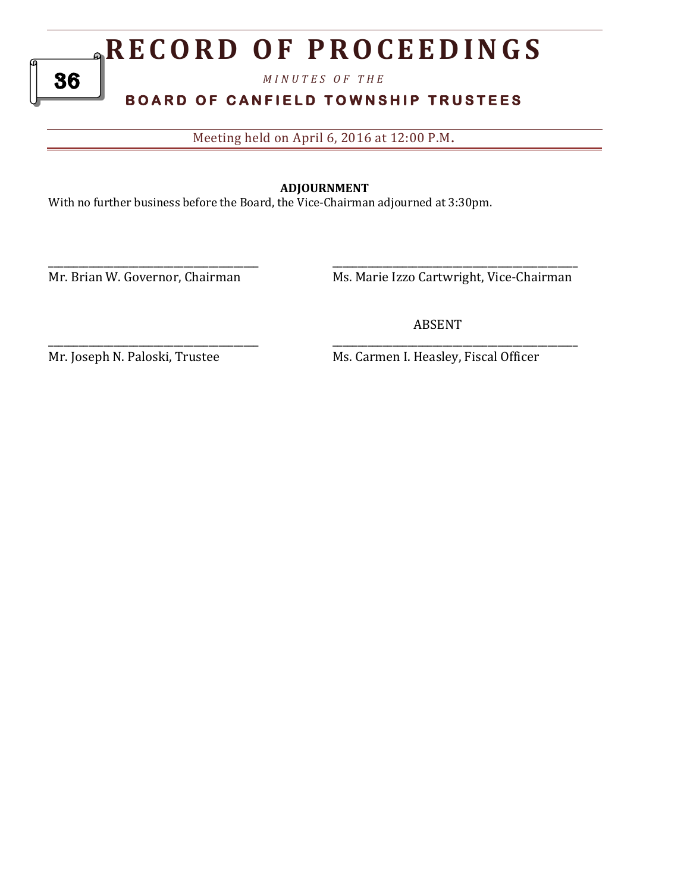**ADJOURNMENT**

With no further business before the Board, the Vice-Chairman adjourned at 3:30pm.

_______________________________________
Mr. Brian W. Governor, Chairman

_______________________________________
Ms. Marie Izzo Cartwright, Vice-Chairman

_______________________________________
Mr. Joseph N. Paloski, Trustee

ABSENT
_______________________________________
Ms. Carmen I. Heasley, Fiscal Officer